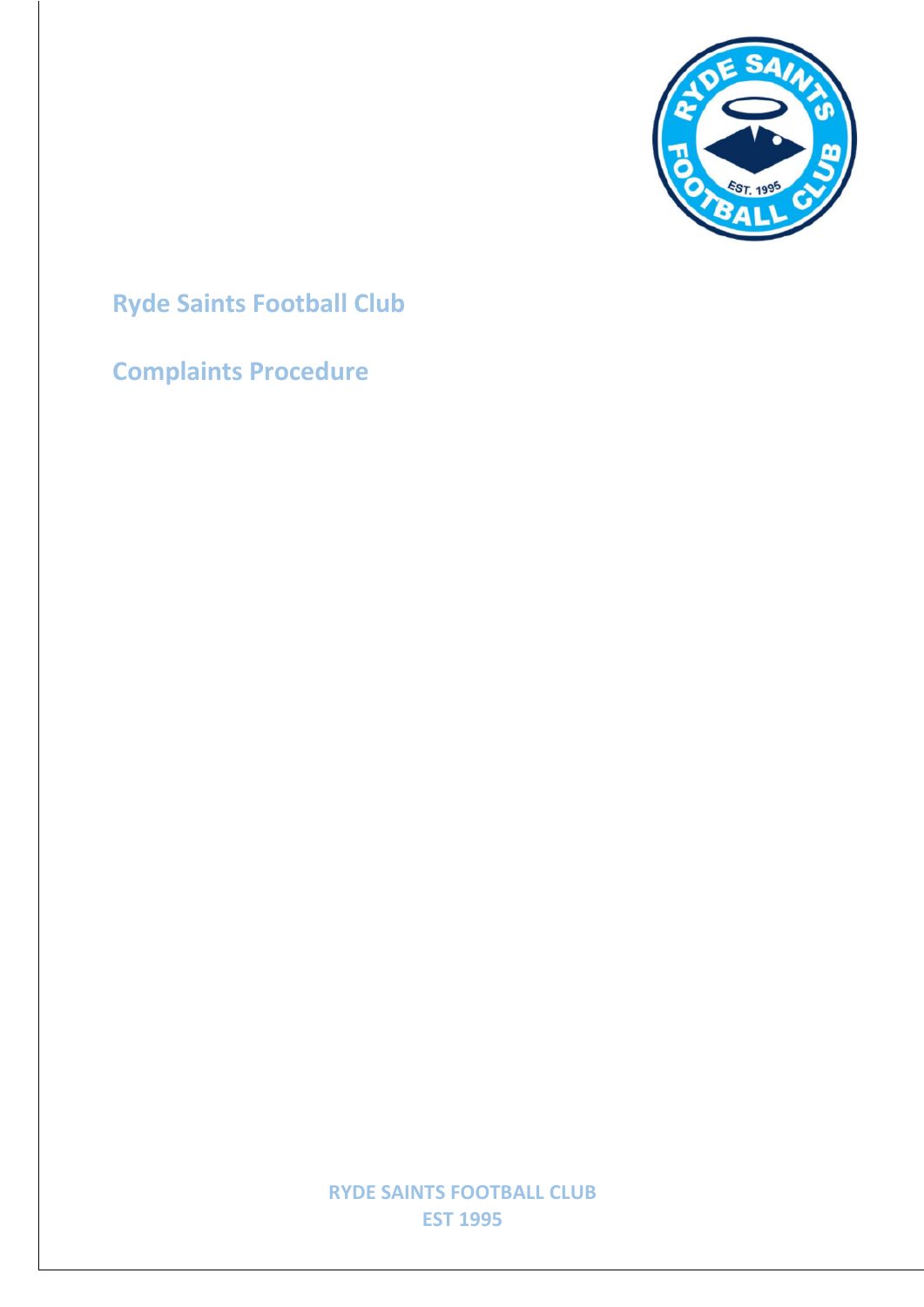# Ryde Saints Football Club

## Complaints Procedure

RYDE SAINTS FOOTBALL CLUB
EST 1995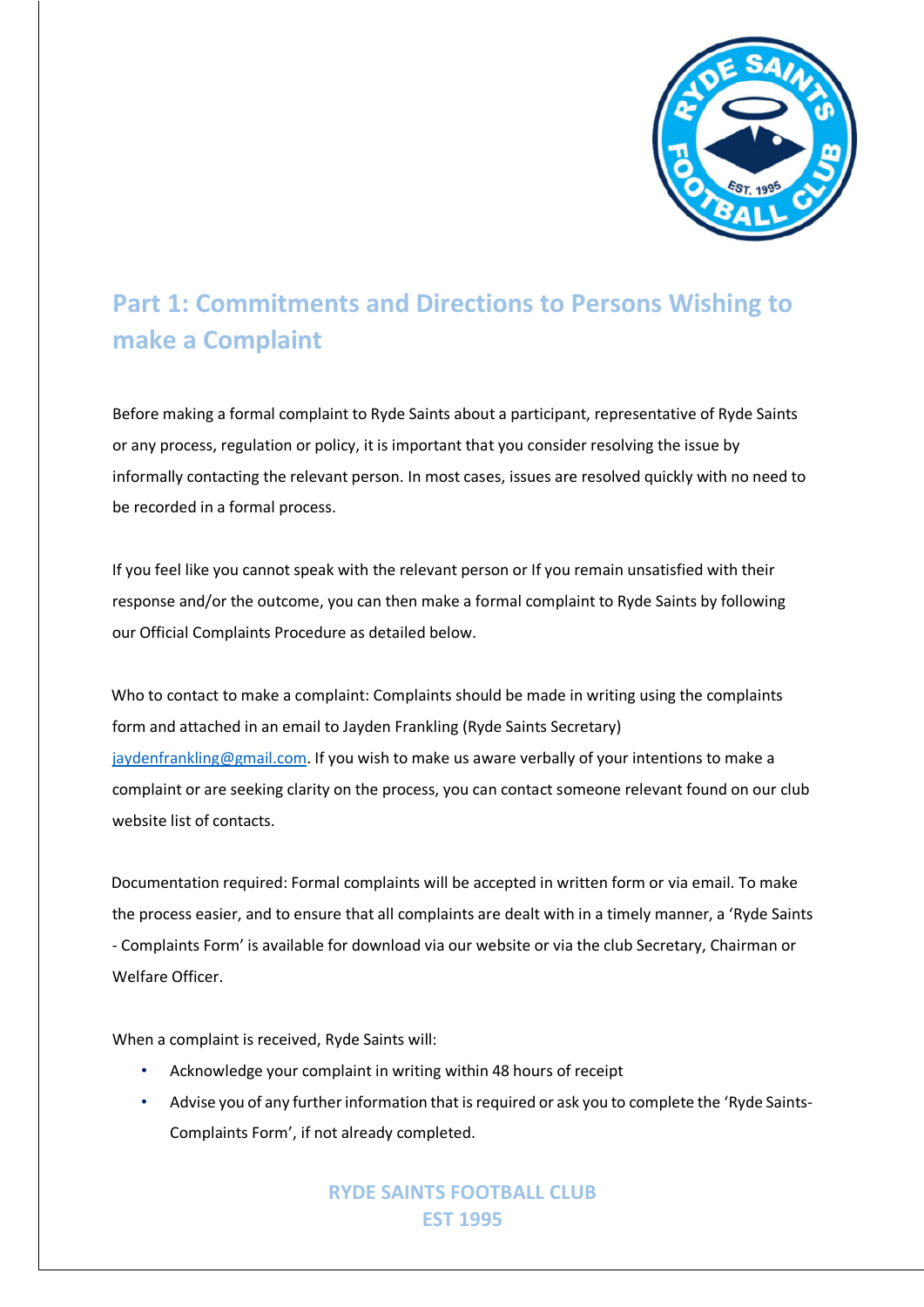## Part 1: Commitments and Directions to Persons Wishing to make a Complaint

Before making a formal complaint to Ryde Saints about a participant, representative of Ryde Saints or any process, regulation or policy, it is important that you consider resolving the issue by informally contacting the relevant person. In most cases, issues are resolved quickly with no need to be recorded in a formal process.

If you feel like you cannot speak with the relevant person or If you remain unsatisfied with their response and/or the outcome, you can then make a formal complaint to Ryde Saints by following our Official Complaints Procedure as detailed below.

Who to contact to make a complaint: Complaints should be made in writing using the complaints form and attached in an email to Jayden Frankling (Ryde Saints Secretary) jaydenfrankling@gmail.com. If you wish to make us aware verbally of your intentions to make a complaint or are seeking clarity on the process, you can contact someone relevant found on our club website list of contacts.

Documentation required: Formal complaints will be accepted in written form or via email. To make the process easier, and to ensure that all complaints are dealt with in a timely manner, a 'Ryde Saints - Complaints Form' is available for download via our website or via the club Secretary, Chairman or Welfare Officer.

When a complaint is received, Ryde Saints will:

- Acknowledge your complaint in writing within 48 hours of receipt
- Advise you of any further information that is required or ask you to complete the 'Ryde Saints-Complaints Form', if not already completed.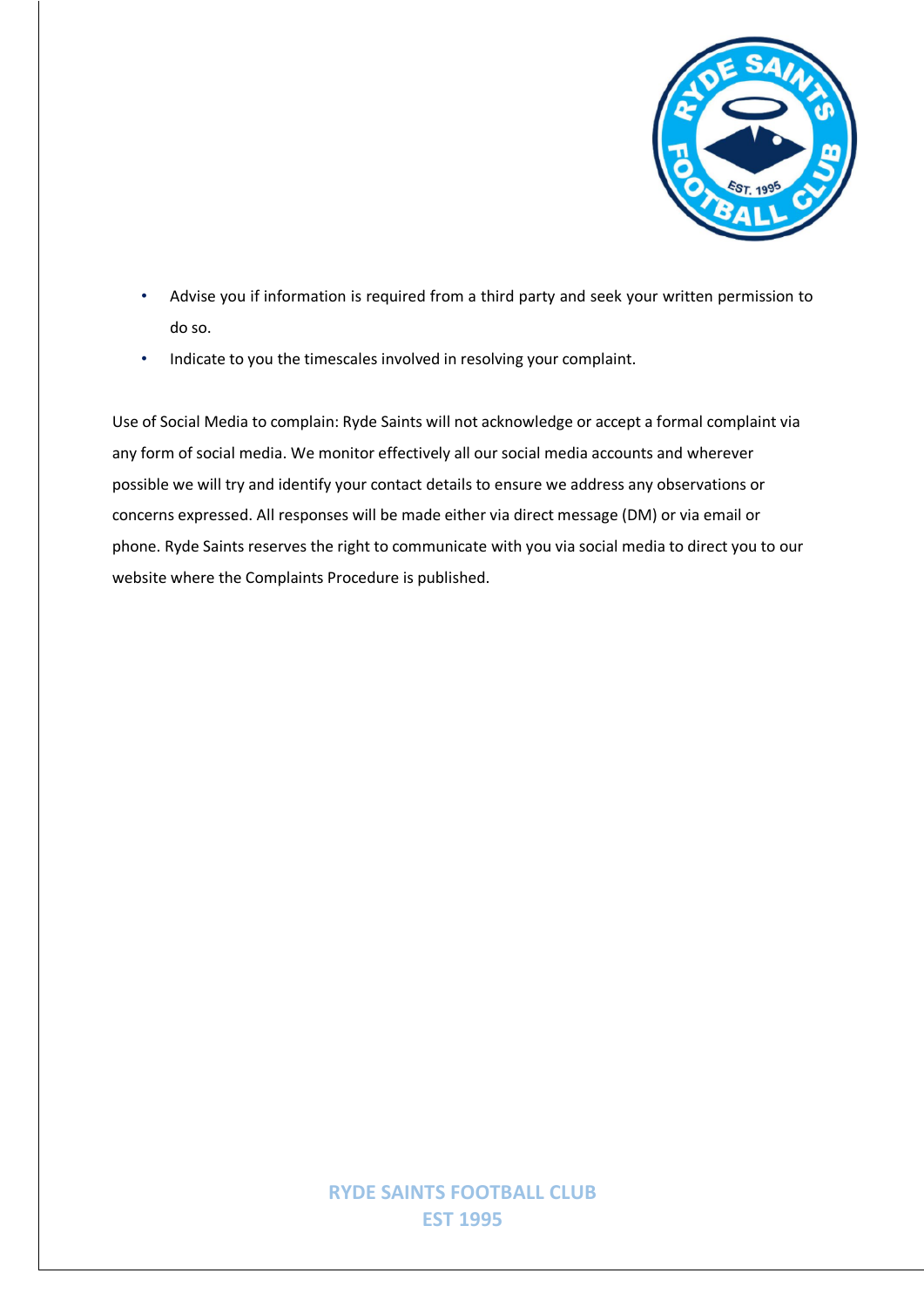- Advise you if information is required from a third party and seek your written permission to do so.
- Indicate to you the timescales involved in resolving your complaint.

Use of Social Media to complain: Ryde Saints will not acknowledge or accept a formal complaint via any form of social media. We monitor effectively all our social media accounts and wherever possible we will try and identify your contact details to ensure we address any observations or concerns expressed. All responses will be made either via direct message (DM) or via email or phone. Ryde Saints reserves the right to communicate with you via social media to direct you to our website where the Complaints Procedure is published.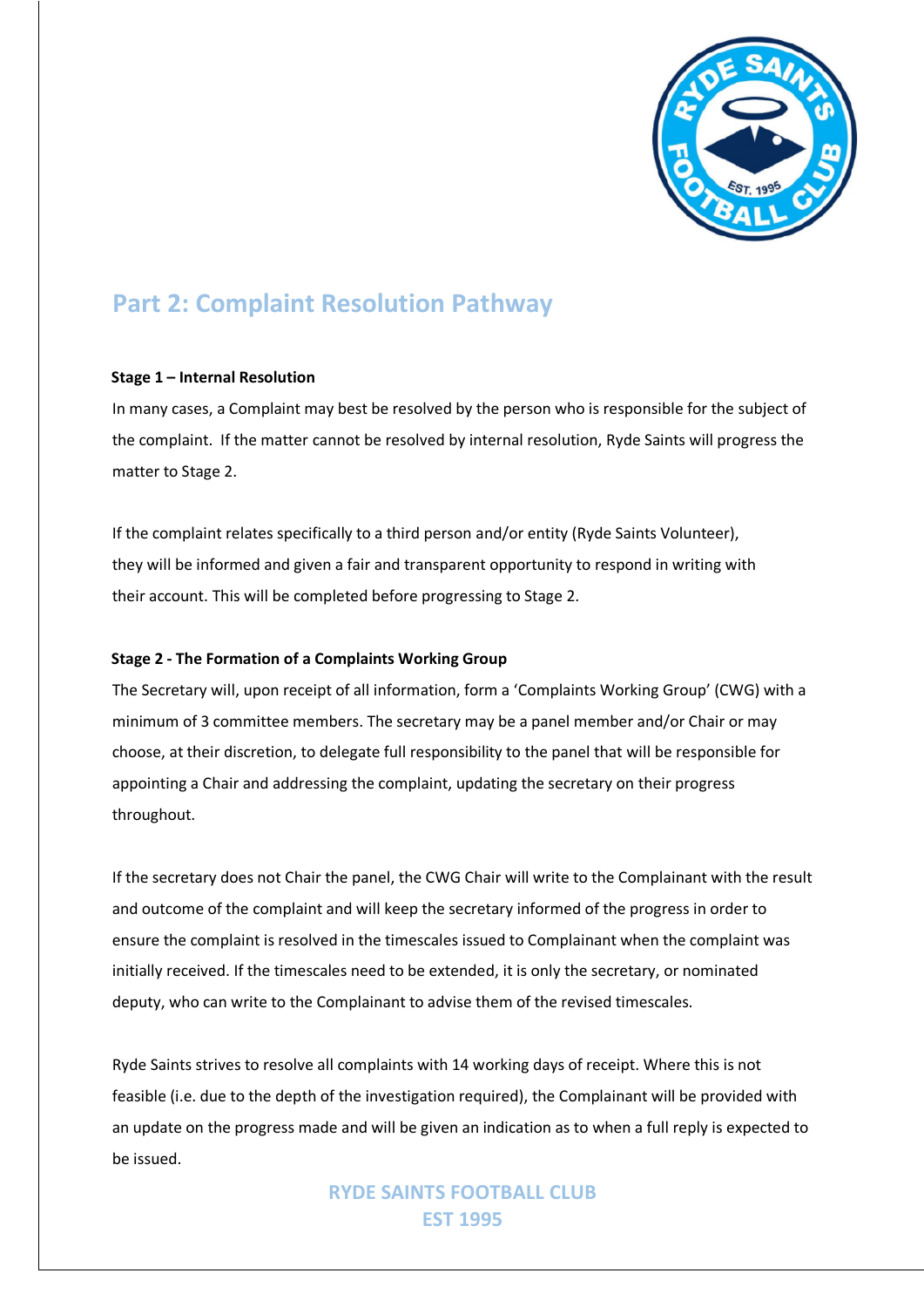## Part 2: Complaint Resolution Pathway

**Stage 1 – Internal Resolution**

In many cases, a Complaint may best be resolved by the person who is responsible for the subject of the complaint. If the matter cannot be resolved by internal resolution, Ryde Saints will progress the matter to Stage 2.

If the complaint relates specifically to a third person and/or entity (Ryde Saints Volunteer), they will be informed and given a fair and transparent opportunity to respond in writing with their account. This will be completed before progressing to Stage 2.

**Stage 2 - The Formation of a Complaints Working Group**

The Secretary will, upon receipt of all information, form a 'Complaints Working Group' (CWG) with a minimum of 3 committee members. The secretary may be a panel member and/or Chair or may choose, at their discretion, to delegate full responsibility to the panel that will be responsible for appointing a Chair and addressing the complaint, updating the secretary on their progress throughout.

If the secretary does not Chair the panel, the CWG Chair will write to the Complainant with the result and outcome of the complaint and will keep the secretary informed of the progress in order to ensure the complaint is resolved in the timescales issued to Complainant when the complaint was initially received. If the timescales need to be extended, it is only the secretary, or nominated deputy, who can write to the Complainant to advise them of the revised timescales.

Ryde Saints strives to resolve all complaints with 14 working days of receipt. Where this is not feasible (i.e. due to the depth of the investigation required), the Complainant will be provided with an update on the progress made and will be given an indication as to when a full reply is expected to be issued.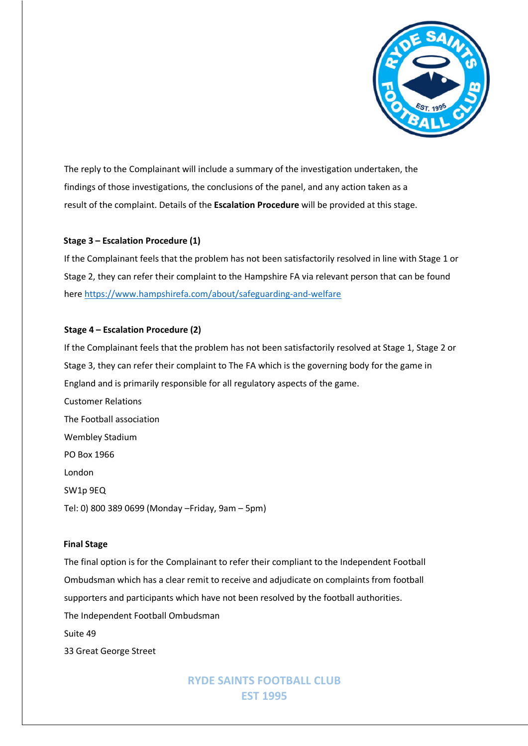The reply to the Complainant will include a summary of the investigation undertaken, the findings of those investigations, the conclusions of the panel, and any action taken as a result of the complaint. Details of the **Escalation Procedure** will be provided at this stage.

**Stage 3 – Escalation Procedure (1)**

If the Complainant feels that the problem has not been satisfactorily resolved in line with Stage 1 or Stage 2, they can refer their complaint to the Hampshire FA via relevant person that can be found here [https://www.hampshirefa.com/about/safeguarding-and-welfare](https://www.hampshirefa.com/about/safeguarding-and-welfare)

**Stage 4 – Escalation Procedure (2)**

If the Complainant feels that the problem has not been satisfactorily resolved at Stage 1, Stage 2 or Stage 3, they can refer their complaint to The FA which is the governing body for the game in England and is primarily responsible for all regulatory aspects of the game.

Customer Relations

The Football association

Wembley Stadium

PO Box 1966

London

SW1p 9EQ

Tel: 0) 800 389 0699 (Monday –Friday, 9am – 5pm)

**Final Stage**

The final option is for the Complainant to refer their compliant to the Independent Football Ombudsman which has a clear remit to receive and adjudicate on complaints from football supporters and participants which have not been resolved by the football authorities.

The Independent Football Ombudsman

Suite 49

33 Great George Street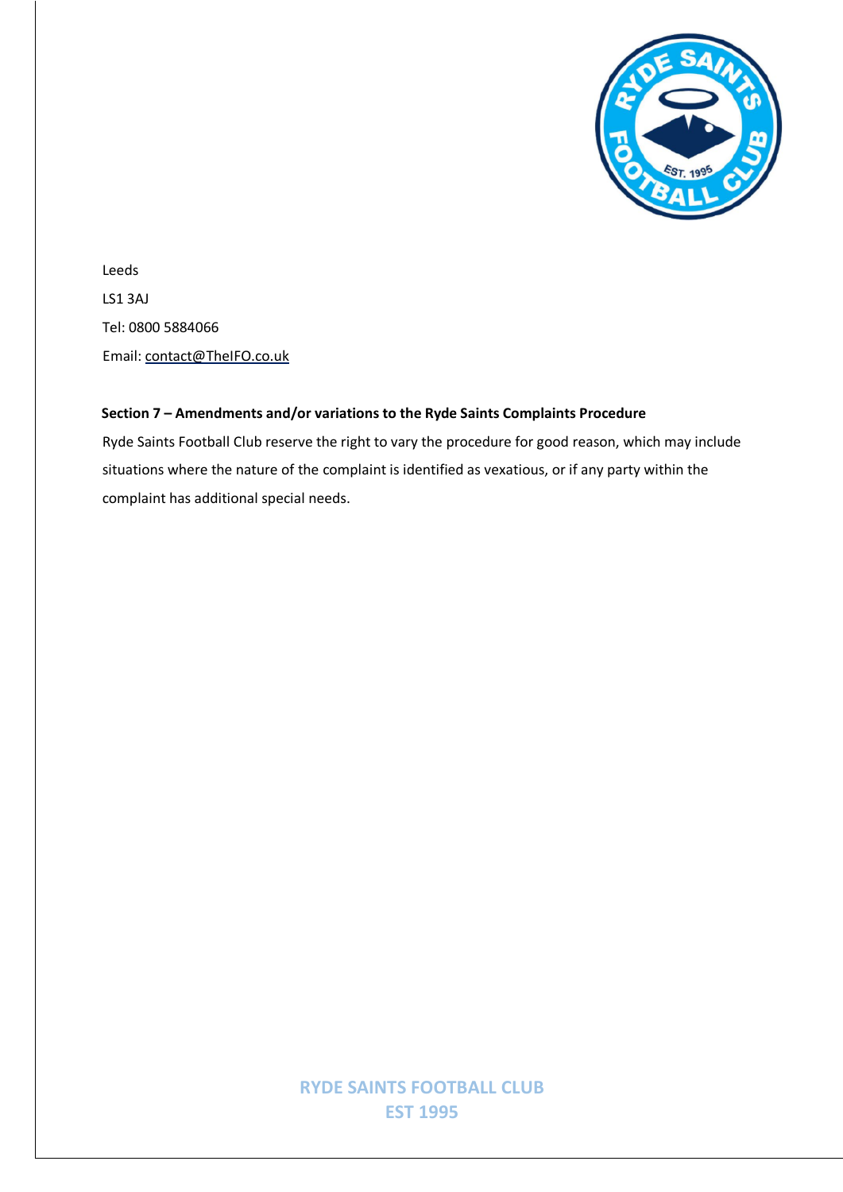Leeds

LS1 3AJ

Tel: 0800 5884066

Email: contact@TheIFO.co.uk

**Section 7 – Amendments and/or variations to the Ryde Saints Complaints Procedure**

Ryde Saints Football Club reserve the right to vary the procedure for good reason, which may include situations where the nature of the complaint is identified as vexatious, or if any party within the complaint has additional special needs.